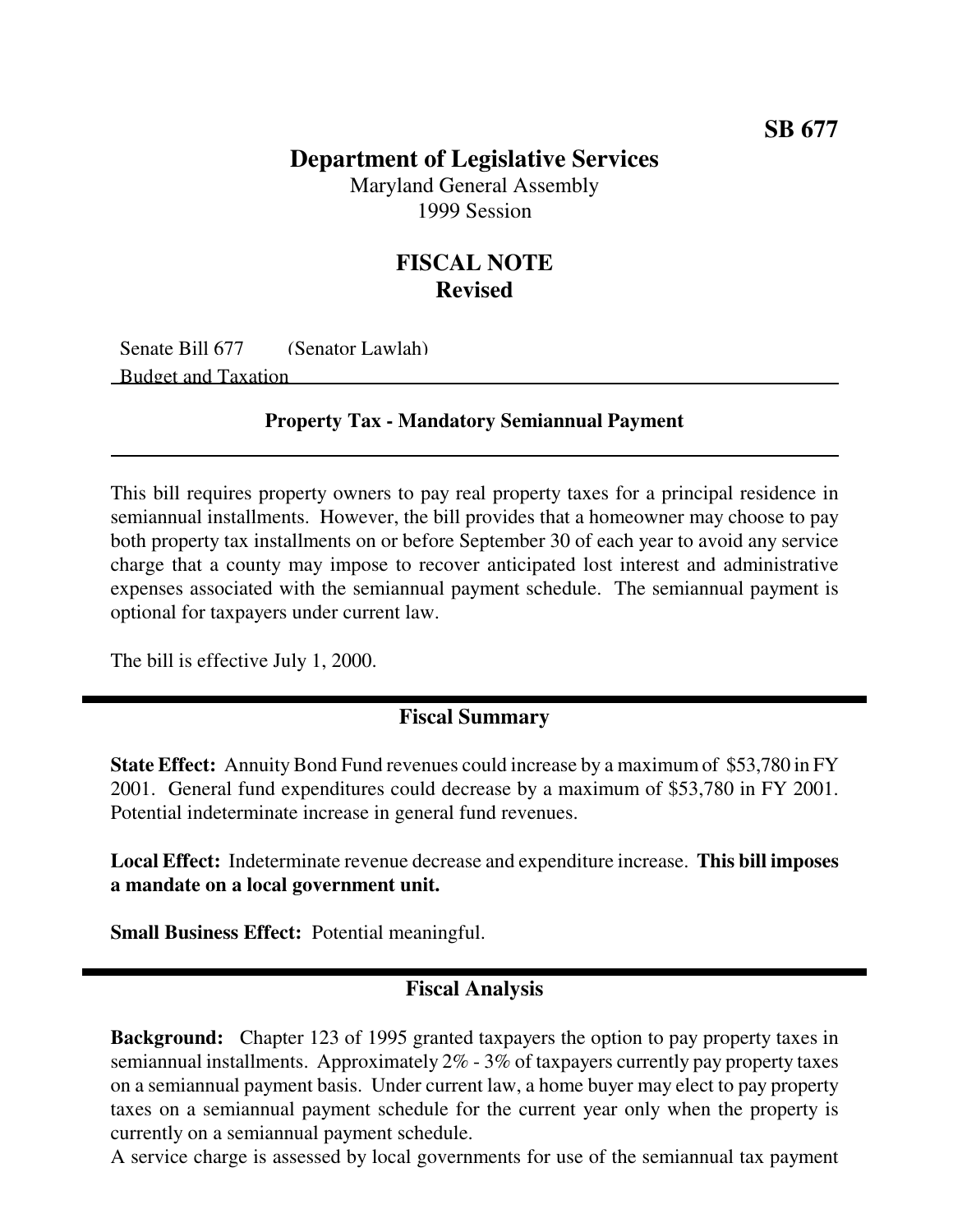SB 677

# Department of Legislative Services

Maryland General Assembly
1999 Session

## FISCAL NOTE
**Revised**

Senate Bill 677 (Senator Lawlah)
Budget and Taxation

**Property Tax - Mandatory Semiannual Payment**

This bill requires property owners to pay real property taxes for a principal residence in semiannual installments. However, the bill provides that a homeowner may choose to pay both property tax installments on or before September 30 of each year to avoid any service charge that a county may impose to recover anticipated lost interest and administrative expenses associated with the semiannual payment schedule. The semiannual payment is optional for taxpayers under current law.

The bill is effective July 1, 2000.

## Fiscal Summary

**State Effect:** Annuity Bond Fund revenues could increase by a maximum of $53,780 in FY 2001. General fund expenditures could decrease by a maximum of $53,780 in FY 2001. Potential indeterminate increase in general fund revenues.

**Local Effect:** Indeterminate revenue decrease and expenditure increase. **This bill imposes a mandate on a local government unit.**

**Small Business Effect:** Potential meaningful.

## Fiscal Analysis

**Background:** Chapter 123 of 1995 granted taxpayers the option to pay property taxes in semiannual installments. Approximately 2% - 3% of taxpayers currently pay property taxes on a semiannual payment basis. Under current law, a home buyer may elect to pay property taxes on a semiannual payment schedule for the current year only when the property is currently on a semiannual payment schedule.

A service charge is assessed by local governments for use of the semiannual tax payment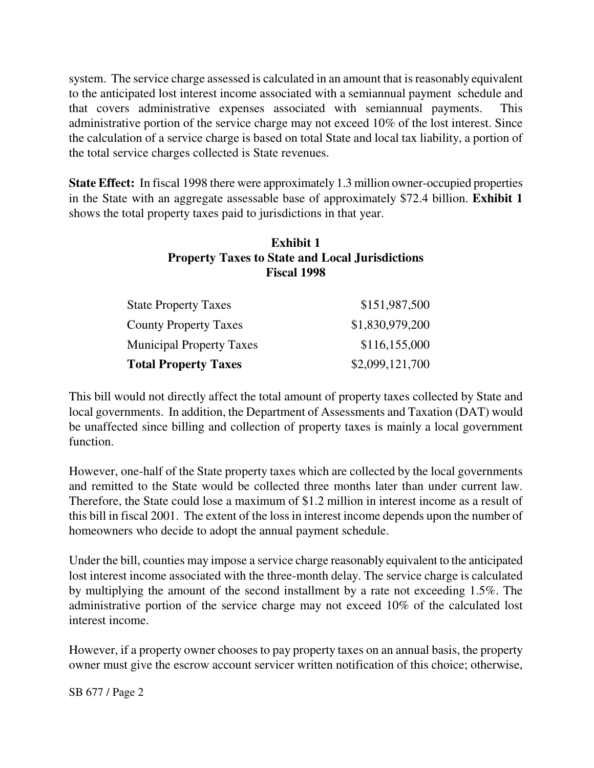system. The service charge assessed is calculated in an amount that is reasonably equivalent to the anticipated lost interest income associated with a semiannual payment schedule and that covers administrative expenses associated with semiannual payments. This administrative portion of the service charge may not exceed 10% of the lost interest. Since the calculation of a service charge is based on total State and local tax liability, a portion of the total service charges collected is State revenues.

**State Effect:** In fiscal 1998 there were approximately 1.3 million owner-occupied properties in the State with an aggregate assessable base of approximately $72.4 billion. **Exhibit 1** shows the total property taxes paid to jurisdictions in that year.

**Exhibit 1**
**Property Taxes to State and Local Jurisdictions**
**Fiscal 1998**

| | |
|---|---|
| State Property Taxes | $151,987,500 |
| County Property Taxes | $1,830,979,200 |
| Municipal Property Taxes | $116,155,000 |
| **Total Property Taxes** | $2,099,121,700 |

This bill would not directly affect the total amount of property taxes collected by State and local governments. In addition, the Department of Assessments and Taxation (DAT) would be unaffected since billing and collection of property taxes is mainly a local government function.

However, one-half of the State property taxes which are collected by the local governments and remitted to the State would be collected three months later than under current law. Therefore, the State could lose a maximum of $1.2 million in interest income as a result of this bill in fiscal 2001. The extent of the loss in interest income depends upon the number of homeowners who decide to adopt the annual payment schedule.

Under the bill, counties may impose a service charge reasonably equivalent to the anticipated lost interest income associated with the three-month delay. The service charge is calculated by multiplying the amount of the second installment by a rate not exceeding 1.5%. The administrative portion of the service charge may not exceed 10% of the calculated lost interest income.

However, if a property owner chooses to pay property taxes on an annual basis, the property owner must give the escrow account servicer written notification of this choice; otherwise,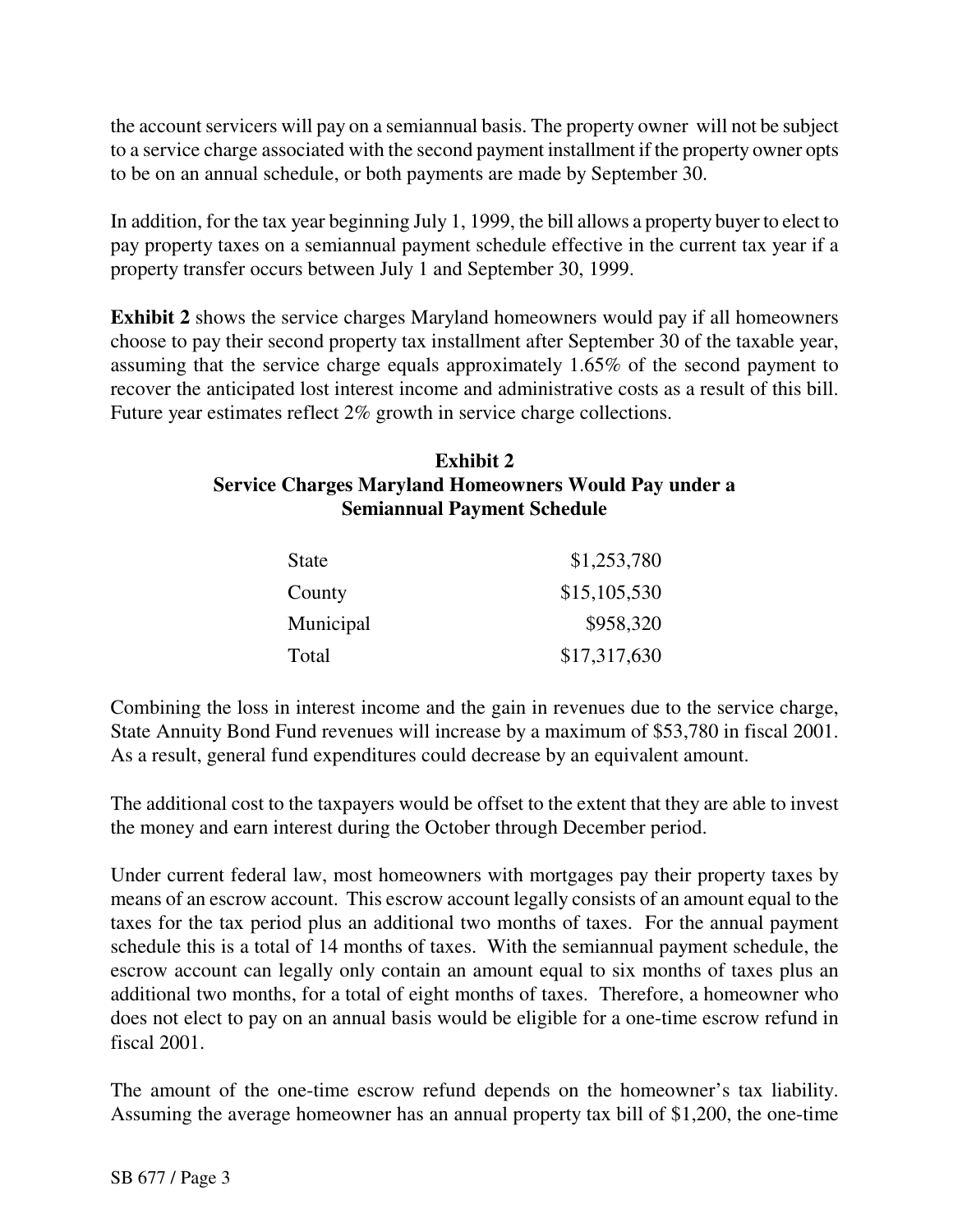the account servicers will pay on a semiannual basis. The property owner will not be subject to a service charge associated with the second payment installment if the property owner opts to be on an annual schedule, or both payments are made by September 30.

In addition, for the tax year beginning July 1, 1999, the bill allows a property buyer to elect to pay property taxes on a semiannual payment schedule effective in the current tax year if a property transfer occurs between July 1 and September 30, 1999.

**Exhibit 2** shows the service charges Maryland homeowners would pay if all homeowners choose to pay their second property tax installment after September 30 of the taxable year, assuming that the service charge equals approximately 1.65% of the second payment to recover the anticipated lost interest income and administrative costs as a result of this bill. Future year estimates reflect 2% growth in service charge collections.

**Exhibit 2**
**Service Charges Maryland Homeowners Would Pay under a Semiannual Payment Schedule**

| | |
|---|---:|
| State | $1,253,780 |
| County | $15,105,530 |
| Municipal | $958,320 |
| Total | $17,317,630 |

Combining the loss in interest income and the gain in revenues due to the service charge, State Annuity Bond Fund revenues will increase by a maximum of $53,780 in fiscal 2001. As a result, general fund expenditures could decrease by an equivalent amount.

The additional cost to the taxpayers would be offset to the extent that they are able to invest the money and earn interest during the October through December period.

Under current federal law, most homeowners with mortgages pay their property taxes by means of an escrow account. This escrow account legally consists of an amount equal to the taxes for the tax period plus an additional two months of taxes. For the annual payment schedule this is a total of 14 months of taxes. With the semiannual payment schedule, the escrow account can legally only contain an amount equal to six months of taxes plus an additional two months, for a total of eight months of taxes. Therefore, a homeowner who does not elect to pay on an annual basis would be eligible for a one-time escrow refund in fiscal 2001.

The amount of the one-time escrow refund depends on the homeowner's tax liability. Assuming the average homeowner has an annual property tax bill of $1,200, the one-time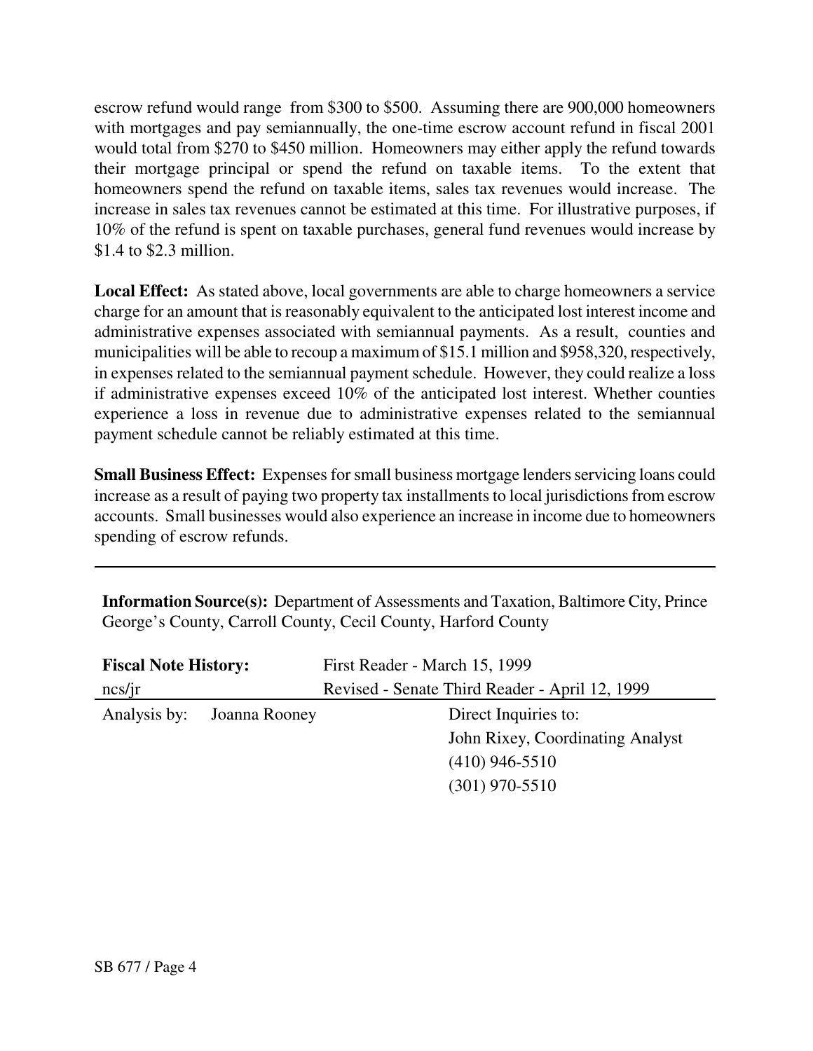escrow refund would range from $300 to $500. Assuming there are 900,000 homeowners with mortgages and pay semiannually, the one-time escrow account refund in fiscal 2001 would total from $270 to $450 million. Homeowners may either apply the refund towards their mortgage principal or spend the refund on taxable items. To the extent that homeowners spend the refund on taxable items, sales tax revenues would increase. The increase in sales tax revenues cannot be estimated at this time. For illustrative purposes, if 10% of the refund is spent on taxable purchases, general fund revenues would increase by $1.4 to $2.3 million.

**Local Effect:** As stated above, local governments are able to charge homeowners a service charge for an amount that is reasonably equivalent to the anticipated lost interest income and administrative expenses associated with semiannual payments. As a result, counties and municipalities will be able to recoup a maximum of $15.1 million and $958,320, respectively, in expenses related to the semiannual payment schedule. However, they could realize a loss if administrative expenses exceed 10% of the anticipated lost interest. Whether counties experience a loss in revenue due to administrative expenses related to the semiannual payment schedule cannot be reliably estimated at this time.

**Small Business Effect:** Expenses for small business mortgage lenders servicing loans could increase as a result of paying two property tax installments to local jurisdictions from escrow accounts. Small businesses would also experience an increase in income due to homeowners spending of escrow refunds.

---

**Information Source(s):** Department of Assessments and Taxation, Baltimore City, Prince George's County, Carroll County, Cecil County, Harford County

**Fiscal Note History:** First Reader - March 15, 1999
ncs/jr Revised - Senate Third Reader - April 12, 1999

Analysis by: Joanna Rooney

Direct Inquiries to:
John Rixey, Coordinating Analyst
(410) 946-5510
(301) 970-5510